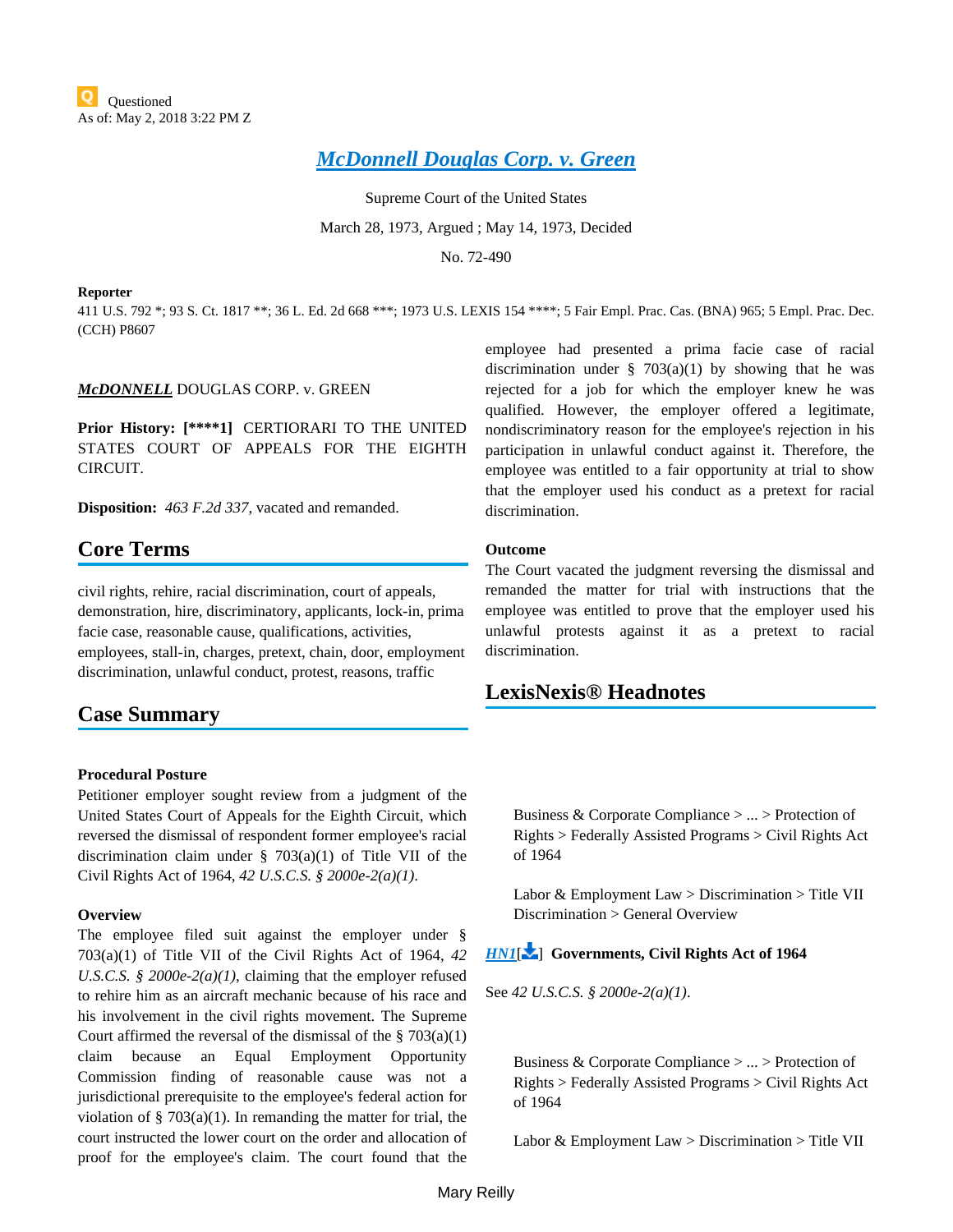Questioned
As of: May 2, 2018 3:22 PM Z

# McDonnell Douglas Corp. v. Green

Supreme Court of the United States

March 28, 1973, Argued ; May 14, 1973, Decided

No. 72-490

**Reporter**

411 U.S. 792 *; 93 S. Ct. 1817 **; 36 L. Ed. 2d 668 ***; 1973 U.S. LEXIS 154 ****; 5 Fair Empl. Prac. Cas. (BNA) 965; 5 Empl. Prac. Dec. (CCH) P8607

***McDONNELL*** DOUGLAS CORP. v. GREEN

**Prior History:** **[****1]** CERTIORARI TO THE UNITED STATES COURT OF APPEALS FOR THE EIGHTH CIRCUIT.

**Disposition:** *463 F.2d 337*, vacated and remanded.

## Core Terms

civil rights, rehire, racial discrimination, court of appeals, demonstration, hire, discriminatory, applicants, lock-in, prima facie case, reasonable cause, qualifications, activities, employees, stall-in, charges, pretext, chain, door, employment discrimination, unlawful conduct, protest, reasons, traffic

## Case Summary

**Procedural Posture**

Petitioner employer sought review from a judgment of the United States Court of Appeals for the Eighth Circuit, which reversed the dismissal of respondent former employee's racial discrimination claim under § 703(a)(1) of Title VII of the Civil Rights Act of 1964, *42 U.S.C.S. § 2000e-2(a)(1)*.

**Overview**

The employee filed suit against the employer under § 703(a)(1) of Title VII of the Civil Rights Act of 1964, *42 U.S.C.S. § 2000e-2(a)(1)*, claiming that the employer refused to rehire him as an aircraft mechanic because of his race and his involvement in the civil rights movement. The Supreme Court affirmed the reversal of the dismissal of the § 703(a)(1) claim because an Equal Employment Opportunity Commission finding of reasonable cause was not a jurisdictional prerequisite to the employee's federal action for violation of § 703(a)(1). In remanding the matter for trial, the court instructed the lower court on the order and allocation of proof for the employee's claim. The court found that the employee had presented a prima facie case of racial discrimination under § 703(a)(1) by showing that he was rejected for a job for which the employer knew he was qualified. However, the employer offered a legitimate, nondiscriminatory reason for the employee's rejection in his participation in unlawful conduct against it. Therefore, the employee was entitled to a fair opportunity at trial to show that the employer used his conduct as a pretext for racial discrimination.

**Outcome**

The Court vacated the judgment reversing the dismissal and remanded the matter for trial with instructions that the employee was entitled to prove that the employer used his unlawful protests against it as a pretext to racial discrimination.

## LexisNexis® Headnotes

Business & Corporate Compliance > ... > Protection of Rights > Federally Assisted Programs > Civil Rights Act of 1964

Labor & Employment Law > Discrimination > Title VII Discrimination > General Overview

HN1[] **Governments, Civil Rights Act of 1964**

See *42 U.S.C.S. § 2000e-2(a)(1)*.

Business & Corporate Compliance > ... > Protection of Rights > Federally Assisted Programs > Civil Rights Act of 1964

Labor & Employment Law > Discrimination > Title VII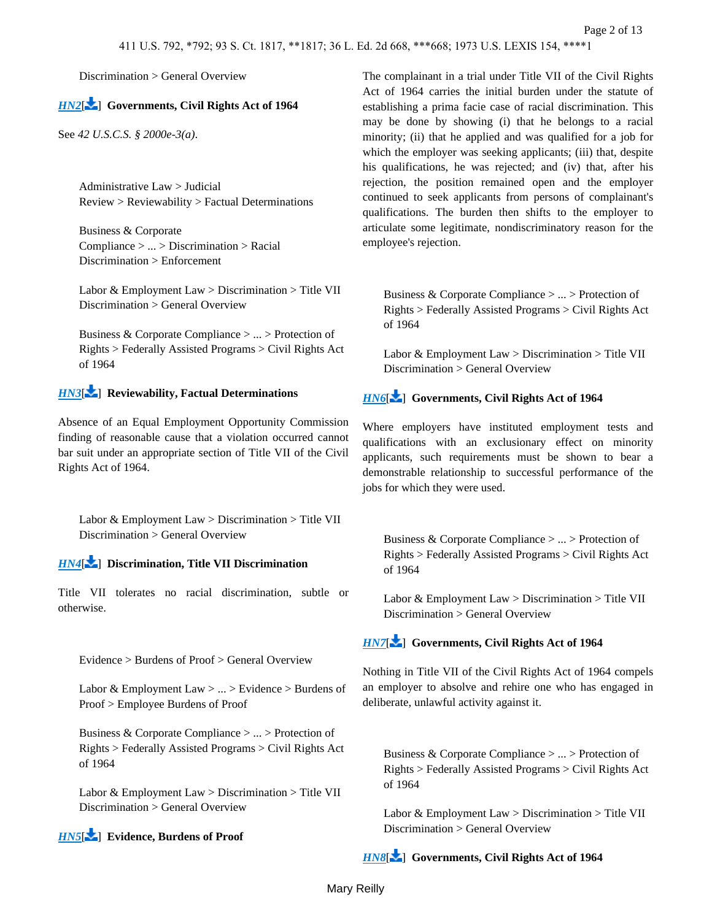Discrimination > General Overview

**HN2[] Governments, Civil Rights Act of 1964**

See *42 U.S.C.S. § 2000e-3(a)*.

Administrative Law > Judicial Review > Reviewability > Factual Determinations

Business & Corporate Compliance > ... > Discrimination > Racial Discrimination > Enforcement

Labor & Employment Law > Discrimination > Title VII Discrimination > General Overview

Business & Corporate Compliance > ... > Protection of Rights > Federally Assisted Programs > Civil Rights Act of 1964

**HN3[] Reviewability, Factual Determinations**

Absence of an Equal Employment Opportunity Commission finding of reasonable cause that a violation occurred cannot bar suit under an appropriate section of Title VII of the Civil Rights Act of 1964.

Labor & Employment Law > Discrimination > Title VII Discrimination > General Overview

**HN4[] Discrimination, Title VII Discrimination**

Title VII tolerates no racial discrimination, subtle or otherwise.

Evidence > Burdens of Proof > General Overview

Labor & Employment Law > ... > Evidence > Burdens of Proof > Employee Burdens of Proof

Business & Corporate Compliance > ... > Protection of Rights > Federally Assisted Programs > Civil Rights Act of 1964

Labor & Employment Law > Discrimination > Title VII Discrimination > General Overview

**HN5[] Evidence, Burdens of Proof**

The complainant in a trial under Title VII of the Civil Rights Act of 1964 carries the initial burden under the statute of establishing a prima facie case of racial discrimination. This may be done by showing (i) that he belongs to a racial minority; (ii) that he applied and was qualified for a job for which the employer was seeking applicants; (iii) that, despite his qualifications, he was rejected; and (iv) that, after his rejection, the position remained open and the employer continued to seek applicants from persons of complainant's qualifications. The burden then shifts to the employer to articulate some legitimate, nondiscriminatory reason for the employee's rejection.

Business & Corporate Compliance > ... > Protection of Rights > Federally Assisted Programs > Civil Rights Act of 1964

Labor & Employment Law > Discrimination > Title VII Discrimination > General Overview

**HN6[] Governments, Civil Rights Act of 1964**

Where employers have instituted employment tests and qualifications with an exclusionary effect on minority applicants, such requirements must be shown to bear a demonstrable relationship to successful performance of the jobs for which they were used.

Business & Corporate Compliance > ... > Protection of Rights > Federally Assisted Programs > Civil Rights Act of 1964

Labor & Employment Law > Discrimination > Title VII Discrimination > General Overview

**HN7[] Governments, Civil Rights Act of 1964**

Nothing in Title VII of the Civil Rights Act of 1964 compels an employer to absolve and rehire one who has engaged in deliberate, unlawful activity against it.

Business & Corporate Compliance > ... > Protection of Rights > Federally Assisted Programs > Civil Rights Act of 1964

Labor & Employment Law > Discrimination > Title VII Discrimination > General Overview

**HN8[] Governments, Civil Rights Act of 1964**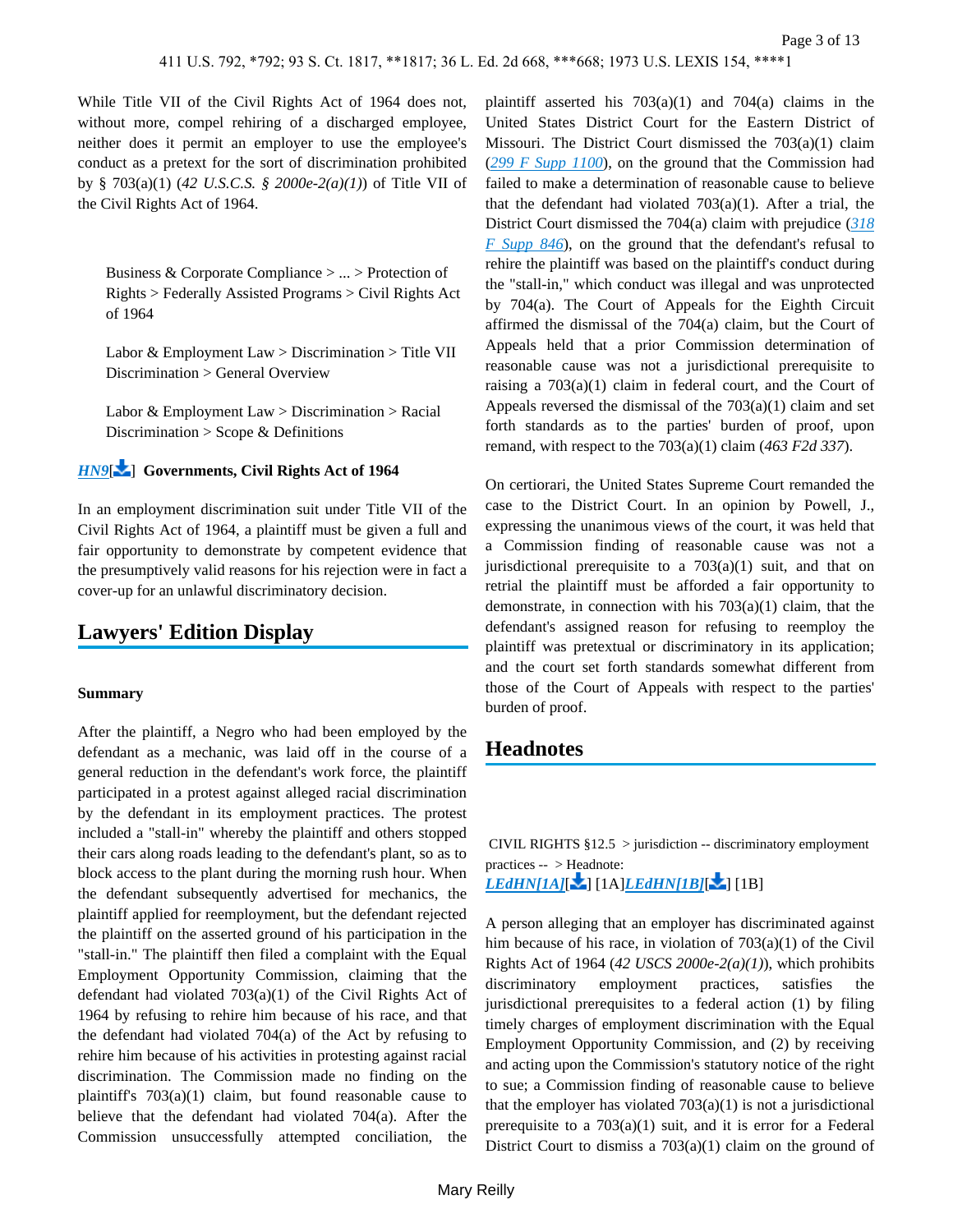While Title VII of the Civil Rights Act of 1964 does not, without more, compel rehiring of a discharged employee, neither does it permit an employer to use the employee's conduct as a pretext for the sort of discrimination prohibited by § 703(a)(1) (*42 U.S.C.S. § 2000e-2(a)(1)*) of Title VII of the Civil Rights Act of 1964.

Business & Corporate Compliance > ... > Protection of Rights > Federally Assisted Programs > Civil Rights Act of 1964

Labor & Employment Law > Discrimination > Title VII Discrimination > General Overview

Labor & Employment Law > Discrimination > Racial Discrimination > Scope & Definitions

***HN9***[] **Governments, Civil Rights Act of 1964**

In an employment discrimination suit under Title VII of the Civil Rights Act of 1964, a plaintiff must be given a full and fair opportunity to demonstrate by competent evidence that the presumptively valid reasons for his rejection were in fact a cover-up for an unlawful discriminatory decision.

## Lawyers' Edition Display

**Summary**

After the plaintiff, a Negro who had been employed by the defendant as a mechanic, was laid off in the course of a general reduction in the defendant's work force, the plaintiff participated in a protest against alleged racial discrimination by the defendant in its employment practices. The protest included a "stall-in" whereby the plaintiff and others stopped their cars along roads leading to the defendant's plant, so as to block access to the plant during the morning rush hour. When the defendant subsequently advertised for mechanics, the plaintiff applied for reemployment, but the defendant rejected the plaintiff on the asserted ground of his participation in the "stall-in." The plaintiff then filed a complaint with the Equal Employment Opportunity Commission, claiming that the defendant had violated 703(a)(1) of the Civil Rights Act of 1964 by refusing to rehire him because of his race, and that the defendant had violated 704(a) of the Act by refusing to rehire him because of his activities in protesting against racial discrimination. The Commission made no finding on the plaintiff's 703(a)(1) claim, but found reasonable cause to believe that the defendant had violated 704(a). After the Commission unsuccessfully attempted conciliation, the plaintiff asserted his 703(a)(1) and 704(a) claims in the United States District Court for the Eastern District of Missouri. The District Court dismissed the 703(a)(1) claim (*299 F Supp 1100*), on the ground that the Commission had failed to make a determination of reasonable cause to believe that the defendant had violated 703(a)(1). After a trial, the District Court dismissed the 704(a) claim with prejudice (*318 F Supp 846*), on the ground that the defendant's refusal to rehire the plaintiff was based on the plaintiff's conduct during the "stall-in," which conduct was illegal and was unprotected by 704(a). The Court of Appeals for the Eighth Circuit affirmed the dismissal of the 704(a) claim, but the Court of Appeals held that a prior Commission determination of reasonable cause was not a jurisdictional prerequisite to raising a 703(a)(1) claim in federal court, and the Court of Appeals reversed the dismissal of the 703(a)(1) claim and set forth standards as to the parties' burden of proof, upon remand, with respect to the 703(a)(1) claim (*463 F2d 337*).

On certiorari, the United States Supreme Court remanded the case to the District Court. In an opinion by Powell, J., expressing the unanimous views of the court, it was held that a Commission finding of reasonable cause was not a jurisdictional prerequisite to a 703(a)(1) suit, and that on retrial the plaintiff must be afforded a fair opportunity to demonstrate, in connection with his 703(a)(1) claim, that the defendant's assigned reason for refusing to reemploy the plaintiff was pretextual or discriminatory in its application; and the court set forth standards somewhat different from those of the Court of Appeals with respect to the parties' burden of proof.

## Headnotes

CIVIL RIGHTS §12.5 > jurisdiction -- discriminatory employment practices -- > Headnote:
***LEdHN[1A]***[] [1A]***LEdHN[1B]***[] [1B]

A person alleging that an employer has discriminated against him because of his race, in violation of 703(a)(1) of the Civil Rights Act of 1964 (*42 USCS 2000e-2(a)(1)*), which prohibits discriminatory employment practices, satisfies the jurisdictional prerequisites to a federal action (1) by filing timely charges of employment discrimination with the Equal Employment Opportunity Commission, and (2) by receiving and acting upon the Commission's statutory notice of the right to sue; a Commission finding of reasonable cause to believe that the employer has violated 703(a)(1) is not a jurisdictional prerequisite to a 703(a)(1) suit, and it is error for a Federal District Court to dismiss a 703(a)(1) claim on the ground of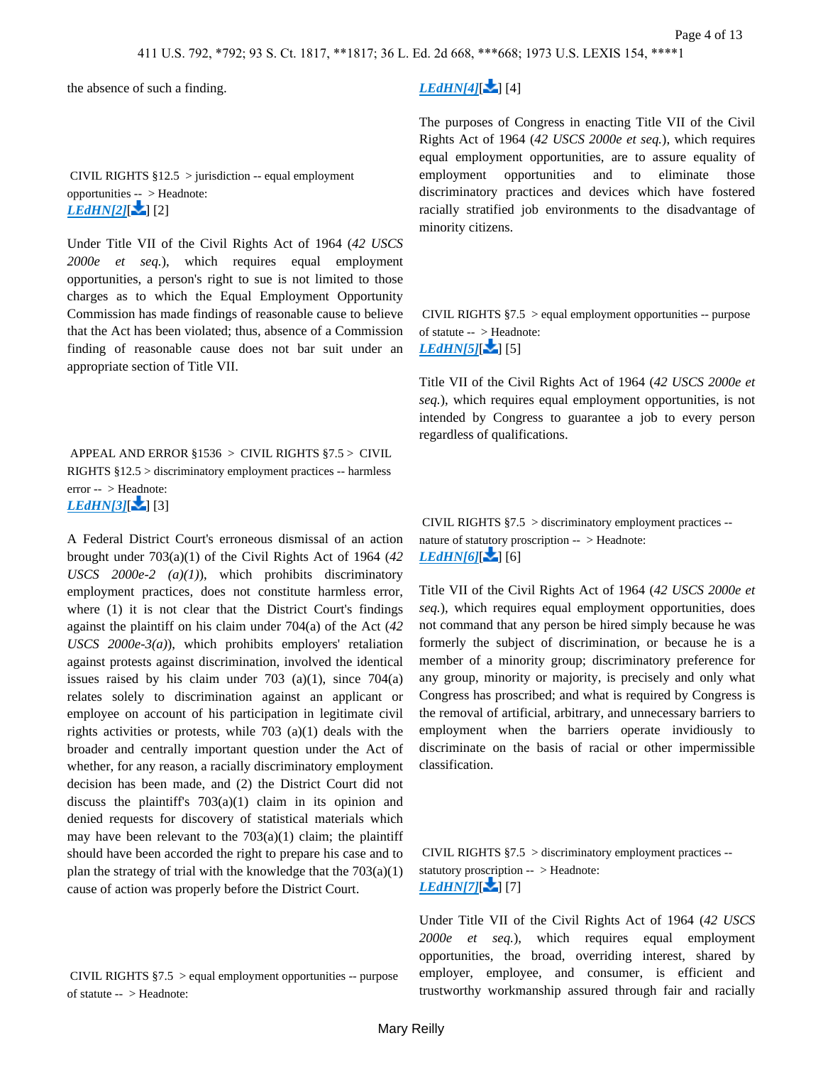the absence of such a finding.

CIVIL RIGHTS §12.5 > jurisdiction -- equal employment opportunities -- > Headnote:
***LEdHN[2]***[] [2]

Under Title VII of the Civil Rights Act of 1964 (*42 USCS 2000e et seq.*), which requires equal employment opportunities, a person's right to sue is not limited to those charges as to which the Equal Employment Opportunity Commission has made findings of reasonable cause to believe that the Act has been violated; thus, absence of a Commission finding of reasonable cause does not bar suit under an appropriate section of Title VII.

APPEAL AND ERROR §1536 > CIVIL RIGHTS §7.5 > CIVIL RIGHTS §12.5 > discriminatory employment practices -- harmless error -- > Headnote:
***LEdHN[3]***[] [3]

A Federal District Court's erroneous dismissal of an action brought under 703(a)(1) of the Civil Rights Act of 1964 (*42 USCS 2000e-2 (a)(1)*), which prohibits discriminatory employment practices, does not constitute harmless error, where (1) it is not clear that the District Court's findings against the plaintiff on his claim under 704(a) of the Act (*42 USCS 2000e-3(a)*), which prohibits employers' retaliation against protests against discrimination, involved the identical issues raised by his claim under 703 (a)(1), since 704(a) relates solely to discrimination against an applicant or employee on account of his participation in legitimate civil rights activities or protests, while 703 (a)(1) deals with the broader and centrally important question under the Act of whether, for any reason, a racially discriminatory employment decision has been made, and (2) the District Court did not discuss the plaintiff's 703(a)(1) claim in its opinion and denied requests for discovery of statistical materials which may have been relevant to the 703(a)(1) claim; the plaintiff should have been accorded the right to prepare his case and to plan the strategy of trial with the knowledge that the 703(a)(1) cause of action was properly before the District Court.

CIVIL RIGHTS §7.5 > equal employment opportunities -- purpose of statute -- > Headnote:
***LEdHN[4]***[] [4]

The purposes of Congress in enacting Title VII of the Civil Rights Act of 1964 (*42 USCS 2000e et seq.*), which requires equal employment opportunities, are to assure equality of employment opportunities and to eliminate those discriminatory practices and devices which have fostered racially stratified job environments to the disadvantage of minority citizens.

CIVIL RIGHTS §7.5 > equal employment opportunities -- purpose of statute -- > Headnote:
***LEdHN[5]***[] [5]

Title VII of the Civil Rights Act of 1964 (*42 USCS 2000e et seq.*), which requires equal employment opportunities, is not intended by Congress to guarantee a job to every person regardless of qualifications.

CIVIL RIGHTS §7.5 > discriminatory employment practices -- nature of statutory proscription -- > Headnote:
***LEdHN[6]***[] [6]

Title VII of the Civil Rights Act of 1964 (*42 USCS 2000e et seq.*), which requires equal employment opportunities, does not command that any person be hired simply because he was formerly the subject of discrimination, or because he is a member of a minority group; discriminatory preference for any group, minority or majority, is precisely and only what Congress has proscribed; and what is required by Congress is the removal of artificial, arbitrary, and unnecessary barriers to employment when the barriers operate invidiously to discriminate on the basis of racial or other impermissible classification.

CIVIL RIGHTS §7.5 > discriminatory employment practices -- statutory proscription -- > Headnote:
***LEdHN[7]***[] [7]

Under Title VII of the Civil Rights Act of 1964 (*42 USCS 2000e et seq.*), which requires equal employment opportunities, the broad, overriding interest, shared by employer, employee, and consumer, is efficient and trustworthy workmanship assured through fair and racially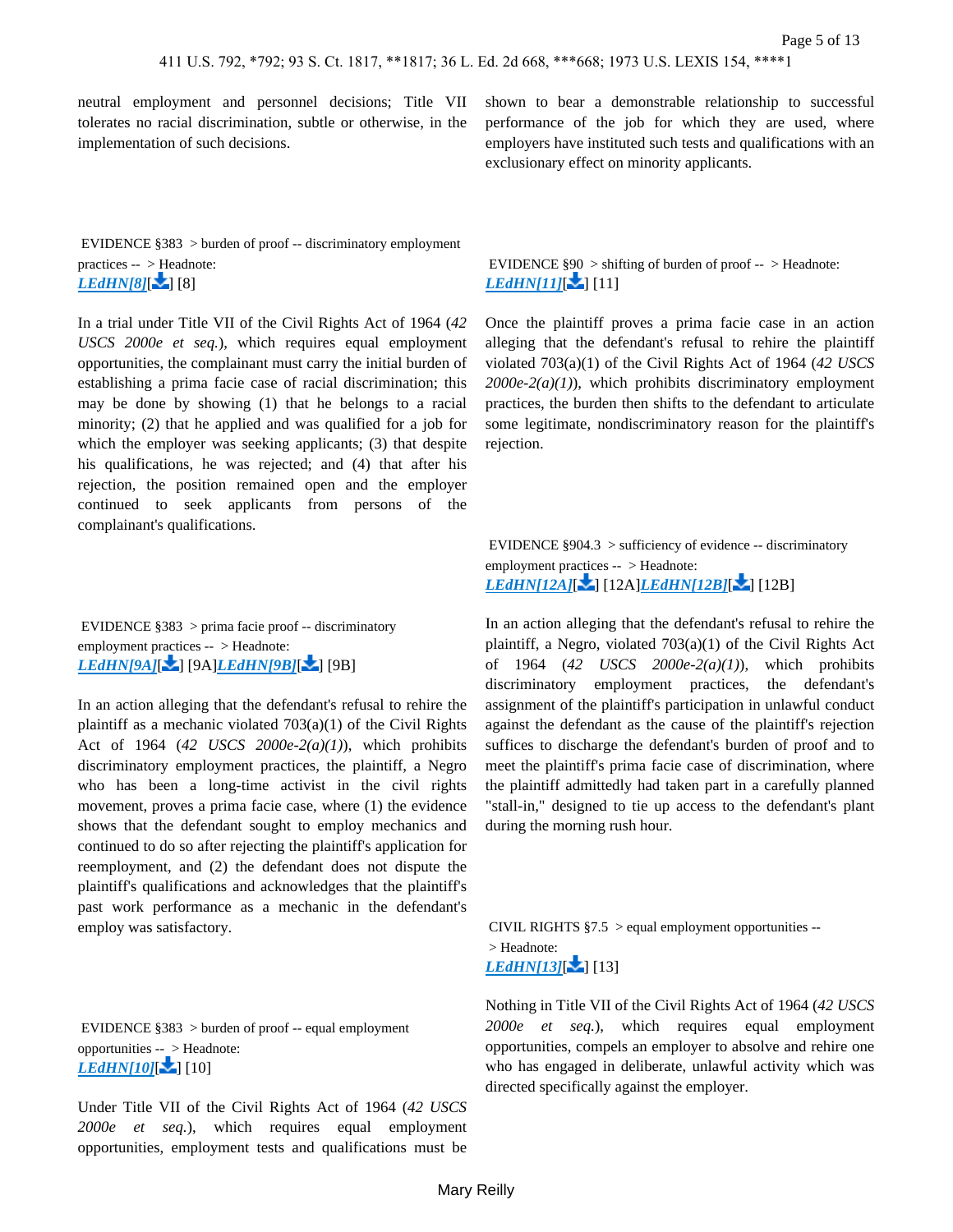neutral employment and personnel decisions; Title VII tolerates no racial discrimination, subtle or otherwise, in the implementation of such decisions.

EVIDENCE §383 > burden of proof -- discriminatory employment practices -- > Headnote:
***LEdHN[8]***[] [8]

In a trial under Title VII of the Civil Rights Act of 1964 (*42 USCS 2000e et seq.*), which requires equal employment opportunities, the complainant must carry the initial burden of establishing a prima facie case of racial discrimination; this may be done by showing (1) that he belongs to a racial minority; (2) that he applied and was qualified for a job for which the employer was seeking applicants; (3) that despite his qualifications, he was rejected; and (4) that after his rejection, the position remained open and the employer continued to seek applicants from persons of the complainant's qualifications.

EVIDENCE §383 > prima facie proof -- discriminatory employment practices -- > Headnote:
***LEdHN[9A]***[] [9A]***LEdHN[9B]***[] [9B]

In an action alleging that the defendant's refusal to rehire the plaintiff as a mechanic violated 703(a)(1) of the Civil Rights Act of 1964 (*42 USCS 2000e-2(a)(1)*), which prohibits discriminatory employment practices, the plaintiff, a Negro who has been a long-time activist in the civil rights movement, proves a prima facie case, where (1) the evidence shows that the defendant sought to employ mechanics and continued to do so after rejecting the plaintiff's application for reemployment, and (2) the defendant does not dispute the plaintiff's qualifications and acknowledges that the plaintiff's past work performance as a mechanic in the defendant's employ was satisfactory.

EVIDENCE §383 > burden of proof -- equal employment opportunities -- > Headnote:
***LEdHN[10]***[] [10]

Under Title VII of the Civil Rights Act of 1964 (*42 USCS 2000e et seq.*), which requires equal employment opportunities, employment tests and qualifications must be shown to bear a demonstrable relationship to successful performance of the job for which they are used, where employers have instituted such tests and qualifications with an exclusionary effect on minority applicants.

EVIDENCE §90 > shifting of burden of proof -- > Headnote:
***LEdHN[11]***[] [11]

Once the plaintiff proves a prima facie case in an action alleging that the defendant's refusal to rehire the plaintiff violated 703(a)(1) of the Civil Rights Act of 1964 (*42 USCS 2000e-2(a)(1)*), which prohibits discriminatory employment practices, the burden then shifts to the defendant to articulate some legitimate, nondiscriminatory reason for the plaintiff's rejection.

EVIDENCE §904.3 > sufficiency of evidence -- discriminatory employment practices -- > Headnote:
***LEdHN[12A]***[] [12A]***LEdHN[12B]***[] [12B]

In an action alleging that the defendant's refusal to rehire the plaintiff, a Negro, violated 703(a)(1) of the Civil Rights Act of 1964 (*42 USCS 2000e-2(a)(1)*), which prohibits discriminatory employment practices, the defendant's assignment of the plaintiff's participation in unlawful conduct against the defendant as the cause of the plaintiff's rejection suffices to discharge the defendant's burden of proof and to meet the plaintiff's prima facie case of discrimination, where the plaintiff admittedly had taken part in a carefully planned "stall-in," designed to tie up access to the defendant's plant during the morning rush hour.

CIVIL RIGHTS §7.5 > equal employment opportunities -- > Headnote:
***LEdHN[13]***[] [13]

Nothing in Title VII of the Civil Rights Act of 1964 (*42 USCS 2000e et seq.*), which requires equal employment opportunities, compels an employer to absolve and rehire one who has engaged in deliberate, unlawful activity which was directed specifically against the employer.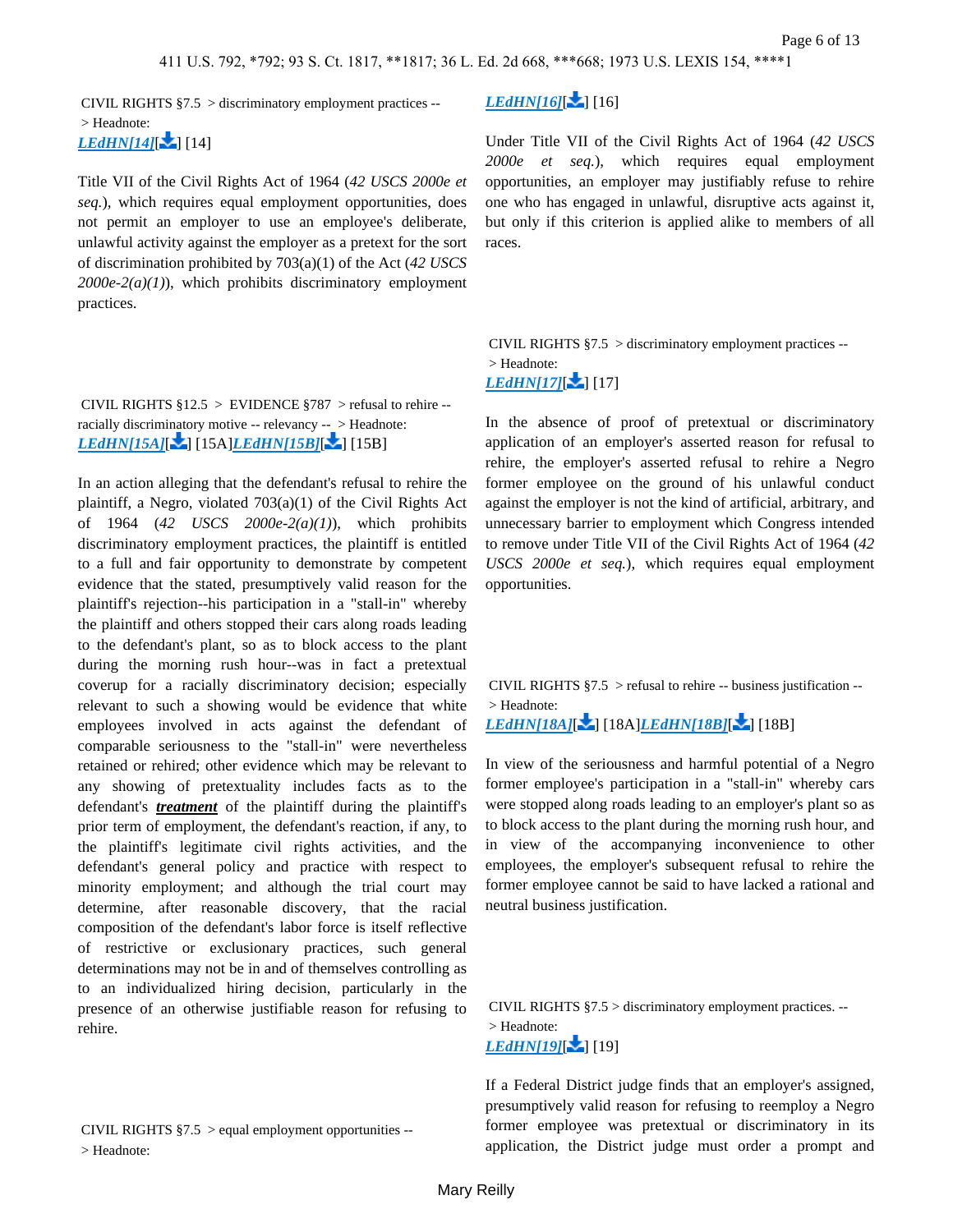CIVIL RIGHTS §7.5 > discriminatory employment practices -- > Headnote:
***LEdHN[14]***[] [14]

Title VII of the Civil Rights Act of 1964 (*42 USCS 2000e et seq.*), which requires equal employment opportunities, does not permit an employer to use an employee's deliberate, unlawful activity against the employer as a pretext for the sort of discrimination prohibited by 703(a)(1) of the Act (*42 USCS 2000e-2(a)(1)*), which prohibits discriminatory employment practices.

CIVIL RIGHTS §12.5 > EVIDENCE §787 > refusal to rehire -- racially discriminatory motive -- relevancy -- > Headnote:
***LEdHN[15A]***[] [15A]***LEdHN[15B]***[] [15B]

In an action alleging that the defendant's refusal to rehire the plaintiff, a Negro, violated 703(a)(1) of the Civil Rights Act of 1964 (*42 USCS 2000e-2(a)(1)*), which prohibits discriminatory employment practices, the plaintiff is entitled to a full and fair opportunity to demonstrate by competent evidence that the stated, presumptively valid reason for the plaintiff's rejection--his participation in a "stall-in" whereby the plaintiff and others stopped their cars along roads leading to the defendant's plant, so as to block access to the plant during the morning rush hour--was in fact a pretextual coverup for a racially discriminatory decision; especially relevant to such a showing would be evidence that white employees involved in acts against the defendant of comparable seriousness to the "stall-in" were nevertheless retained or rehired; other evidence which may be relevant to any showing of pretextuality includes facts as to the defendant's ***treatment*** of the plaintiff during the plaintiff's prior term of employment, the defendant's reaction, if any, to the plaintiff's legitimate civil rights activities, and the defendant's general policy and practice with respect to minority employment; and although the trial court may determine, after reasonable discovery, that the racial composition of the defendant's labor force is itself reflective of restrictive or exclusionary practices, such general determinations may not be in and of themselves controlling as to an individualized hiring decision, particularly in the presence of an otherwise justifiable reason for refusing to rehire.

CIVIL RIGHTS §7.5 > equal employment opportunities -- > Headnote:
***LEdHN[16]***[] [16]

Under Title VII of the Civil Rights Act of 1964 (*42 USCS 2000e et seq.*), which requires equal employment opportunities, an employer may justifiably refuse to rehire one who has engaged in unlawful, disruptive acts against it, but only if this criterion is applied alike to members of all races.

CIVIL RIGHTS §7.5 > discriminatory employment practices -- > Headnote:
***LEdHN[17]***[] [17]

In the absence of proof of pretextual or discriminatory application of an employer's asserted reason for refusal to rehire, the employer's asserted refusal to rehire a Negro former employee on the ground of his unlawful conduct against the employer is not the kind of artificial, arbitrary, and unnecessary barrier to employment which Congress intended to remove under Title VII of the Civil Rights Act of 1964 (*42 USCS 2000e et seq.*), which requires equal employment opportunities.

CIVIL RIGHTS §7.5 > refusal to rehire -- business justification -- > Headnote:
***LEdHN[18A]***[] [18A]***LEdHN[18B]***[] [18B]

In view of the seriousness and harmful potential of a Negro former employee's participation in a "stall-in" whereby cars were stopped along roads leading to an employer's plant so as to block access to the plant during the morning rush hour, and in view of the accompanying inconvenience to other employees, the employer's subsequent refusal to rehire the former employee cannot be said to have lacked a rational and neutral business justification.

CIVIL RIGHTS §7.5 > discriminatory employment practices. -- > Headnote:
***LEdHN[19]***[] [19]

If a Federal District judge finds that an employer's assigned, presumptively valid reason for refusing to reemploy a Negro former employee was pretextual or discriminatory in its application, the District judge must order a prompt and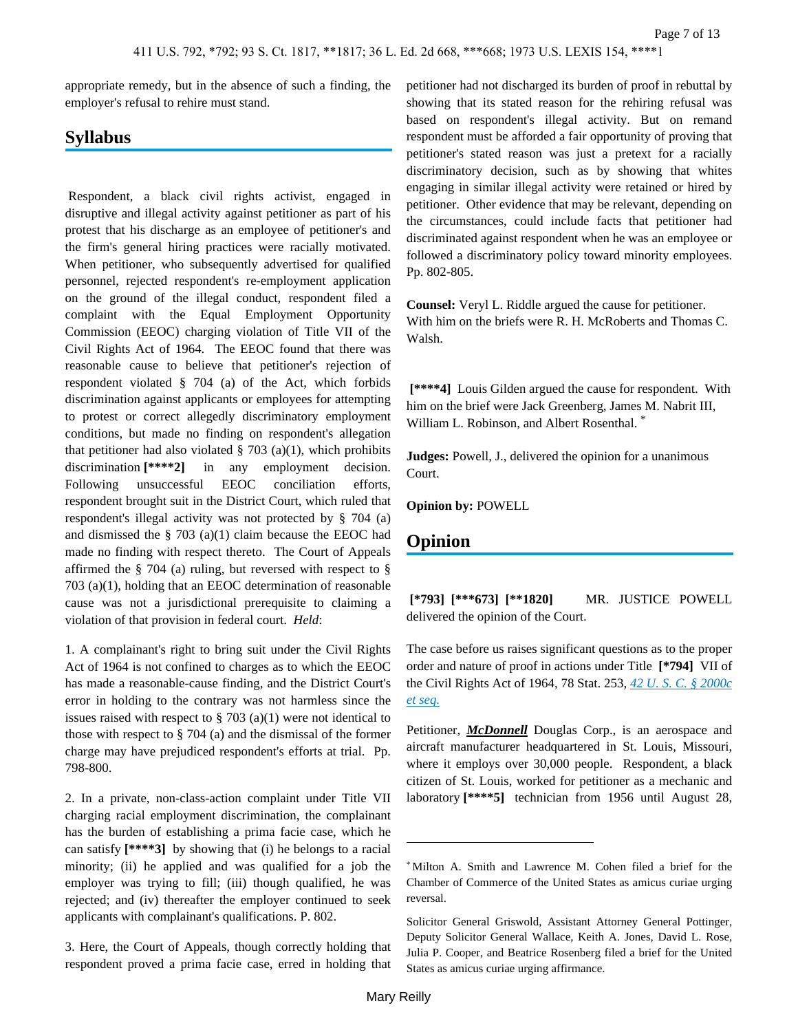appropriate remedy, but in the absence of such a finding, the employer's refusal to rehire must stand.

## Syllabus

Respondent, a black civil rights activist, engaged in disruptive and illegal activity against petitioner as part of his protest that his discharge as an employee of petitioner's and the firm's general hiring practices were racially motivated. When petitioner, who subsequently advertised for qualified personnel, rejected respondent's re-employment application on the ground of the illegal conduct, respondent filed a complaint with the Equal Employment Opportunity Commission (EEOC) charging violation of Title VII of the Civil Rights Act of 1964. The EEOC found that there was reasonable cause to believe that petitioner's rejection of respondent violated § 704 (a) of the Act, which forbids discrimination against applicants or employees for attempting to protest or correct allegedly discriminatory employment conditions, but made no finding on respondent's allegation that petitioner had also violated § 703 (a)(1), which prohibits discrimination **[****2]** in any employment decision. Following unsuccessful EEOC conciliation efforts, respondent brought suit in the District Court, which ruled that respondent's illegal activity was not protected by § 704 (a) and dismissed the § 703 (a)(1) claim because the EEOC had made no finding with respect thereto. The Court of Appeals affirmed the § 704 (a) ruling, but reversed with respect to § 703 (a)(1), holding that an EEOC determination of reasonable cause was not a jurisdictional prerequisite to claiming a violation of that provision in federal court. *Held*:

1. A complainant's right to bring suit under the Civil Rights Act of 1964 is not confined to charges as to which the EEOC has made a reasonable-cause finding, and the District Court's error in holding to the contrary was not harmless since the issues raised with respect to § 703 (a)(1) were not identical to those with respect to § 704 (a) and the dismissal of the former charge may have prejudiced respondent's efforts at trial. Pp. 798-800.

2. In a private, non-class-action complaint under Title VII charging racial employment discrimination, the complainant has the burden of establishing a prima facie case, which he can satisfy **[****3]** by showing that (i) he belongs to a racial minority; (ii) he applied and was qualified for a job the employer was trying to fill; (iii) though qualified, he was rejected; and (iv) thereafter the employer continued to seek applicants with complainant's qualifications. P. 802.

3. Here, the Court of Appeals, though correctly holding that respondent proved a prima facie case, erred in holding that petitioner had not discharged its burden of proof in rebuttal by showing that its stated reason for the rehiring refusal was based on respondent's illegal activity. But on remand respondent must be afforded a fair opportunity of proving that petitioner's stated reason was just a pretext for a racially discriminatory decision, such as by showing that whites engaging in similar illegal activity were retained or hired by petitioner. Other evidence that may be relevant, depending on the circumstances, could include facts that petitioner had discriminated against respondent when he was an employee or followed a discriminatory policy toward minority employees. Pp. 802-805.

**Counsel:** Veryl L. Riddle argued the cause for petitioner. With him on the briefs were R. H. McRoberts and Thomas C. Walsh.

**[****4]** Louis Gilden argued the cause for respondent. With him on the brief were Jack Greenberg, James M. Nabrit III, William L. Robinson, and Albert Rosenthal. *

**Judges:** Powell, J., delivered the opinion for a unanimous Court.

**Opinion by:** POWELL

## Opinion

**[*793] [***673] [**1820]** MR. JUSTICE POWELL delivered the opinion of the Court.

The case before us raises significant questions as to the proper order and nature of proof in actions under Title **[*794]** VII of the Civil Rights Act of 1964, 78 Stat. 253, *42 U. S. C. § 2000c et seq.*

Petitioner, ***McDonnell*** Douglas Corp., is an aerospace and aircraft manufacturer headquartered in St. Louis, Missouri, where it employs over 30,000 people. Respondent, a black citizen of St. Louis, worked for petitioner as a mechanic and laboratory **[****5]** technician from 1956 until August 28,

---

\* Milton A. Smith and Lawrence M. Cohen filed a brief for the Chamber of Commerce of the United States as amicus curiae urging reversal.

Solicitor General Griswold, Assistant Attorney General Pottinger, Deputy Solicitor General Wallace, Keith A. Jones, David L. Rose, Julia P. Cooper, and Beatrice Rosenberg filed a brief for the United States as amicus curiae urging affirmance.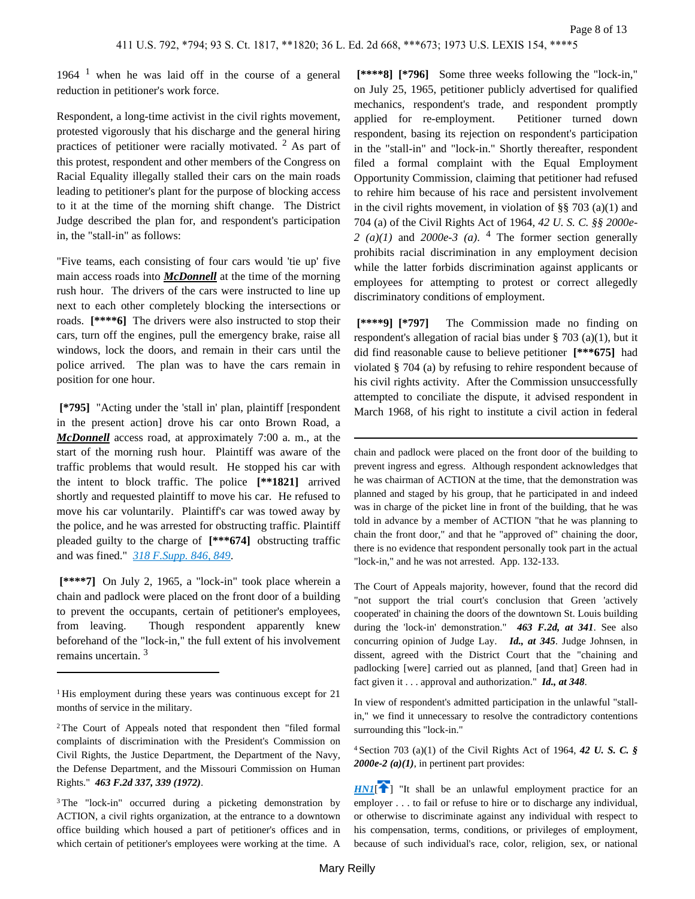1964 [1] when he was laid off in the course of a general reduction in petitioner's work force.

Respondent, a long-time activist in the civil rights movement, protested vigorously that his discharge and the general hiring practices of petitioner were racially motivated. [2] As part of this protest, respondent and other members of the Congress on Racial Equality illegally stalled their cars on the main roads leading to petitioner's plant for the purpose of blocking access to it at the time of the morning shift change. The District Judge described the plan for, and respondent's participation in, the "stall-in" as follows:

"Five teams, each consisting of four cars would 'tie up' five main access roads into ***McDonnell*** at the time of the morning rush hour. The drivers of the cars were instructed to line up next to each other completely blocking the intersections or roads. **[****6]** The drivers were also instructed to stop their cars, turn off the engines, pull the emergency brake, raise all windows, lock the doors, and remain in their cars until the police arrived. The plan was to have the cars remain in position for one hour.

**[*795]** "Acting under the 'stall in' plan, plaintiff [respondent in the present action] drove his car onto Brown Road, a ***McDonnell*** access road, at approximately 7:00 a. m., at the start of the morning rush hour. Plaintiff was aware of the traffic problems that would result. He stopped his car with the intent to block traffic. The police **[**1821]** arrived shortly and requested plaintiff to move his car. He refused to move his car voluntarily. Plaintiff's car was towed away by the police, and he was arrested for obstructing traffic. Plaintiff pleaded guilty to the charge of **[***674]** obstructing traffic and was fined." *318 F.Supp. 846, 849*.

**[****7]** On July 2, 1965, a "lock-in" took place wherein a chain and padlock were placed on the front door of a building to prevent the occupants, certain of petitioner's employees, from leaving. Though respondent apparently knew beforehand of the "lock-in," the full extent of his involvement remains uncertain. [3]

**[****8] [*796]** Some three weeks following the "lock-in," on July 25, 1965, petitioner publicly advertised for qualified mechanics, respondent's trade, and respondent promptly applied for re-employment. Petitioner turned down respondent, basing its rejection on respondent's participation in the "stall-in" and "lock-in." Shortly thereafter, respondent filed a formal complaint with the Equal Employment Opportunity Commission, claiming that petitioner had refused to rehire him because of his race and persistent involvement in the civil rights movement, in violation of §§ 703 (a)(1) and 704 (a) of the Civil Rights Act of 1964, *42 U. S. C. §§ 2000e-2 (a)(1)* and *2000e-3 (a)*. [4] The former section generally prohibits racial discrimination in any employment decision while the latter forbids discrimination against applicants or employees for attempting to protest or correct allegedly discriminatory conditions of employment.

**[****9] [*797]** The Commission made no finding on respondent's allegation of racial bias under § 703 (a)(1), but it did find reasonable cause to believe petitioner **[***675]** had violated § 704 (a) by refusing to rehire respondent because of his civil rights activity. After the Commission unsuccessfully attempted to conciliate the dispute, it advised respondent in March 1968, of his right to institute a civil action in federal

---

[1] His employment during these years was continuous except for 21 months of service in the military.

[2] The Court of Appeals noted that respondent then "filed formal complaints of discrimination with the President's Commission on Civil Rights, the Justice Department, the Department of the Navy, the Defense Department, and the Missouri Commission on Human Rights." ***463 F.2d 337, 339 (1972)***.

[3] The "lock-in" occurred during a picketing demonstration by ACTION, a civil rights organization, at the entrance to a downtown office building which housed a part of petitioner's offices and in which certain of petitioner's employees were working at the time. A chain and padlock were placed on the front door of the building to prevent ingress and egress. Although respondent acknowledges that he was chairman of ACTION at the time, that the demonstration was planned and staged by his group, that he participated in and indeed was in charge of the picket line in front of the building, that he was told in advance by a member of ACTION "that he was planning to chain the front door," and that he "approved of" chaining the door, there is no evidence that respondent personally took part in the actual "lock-in," and he was not arrested. App. 132-133.

The Court of Appeals majority, however, found that the record did "not support the trial court's conclusion that Green 'actively cooperated' in chaining the doors of the downtown St. Louis building during the 'lock-in' demonstration." ***463 F.2d, at 341***. See also concurring opinion of Judge Lay. ***Id., at 345***. Judge Johnsen, in dissent, agreed with the District Court that the "chaining and padlocking [were] carried out as planned, [and that] Green had in fact given it . . . approval and authorization." ***Id., at 348***.

In view of respondent's admitted participation in the unlawful "stall-in," we find it unnecessary to resolve the contradictory contentions surrounding this "lock-in."

[4] Section 703 (a)(1) of the Civil Rights Act of 1964, ***42 U. S. C. § 2000e-2 (a)(1)***, in pertinent part provides:

***HN1***[] "It shall be an unlawful employment practice for an employer . . . to fail or refuse to hire or to discharge any individual, or otherwise to discriminate against any individual with respect to his compensation, terms, conditions, or privileges of employment, because of such individual's race, color, religion, sex, or national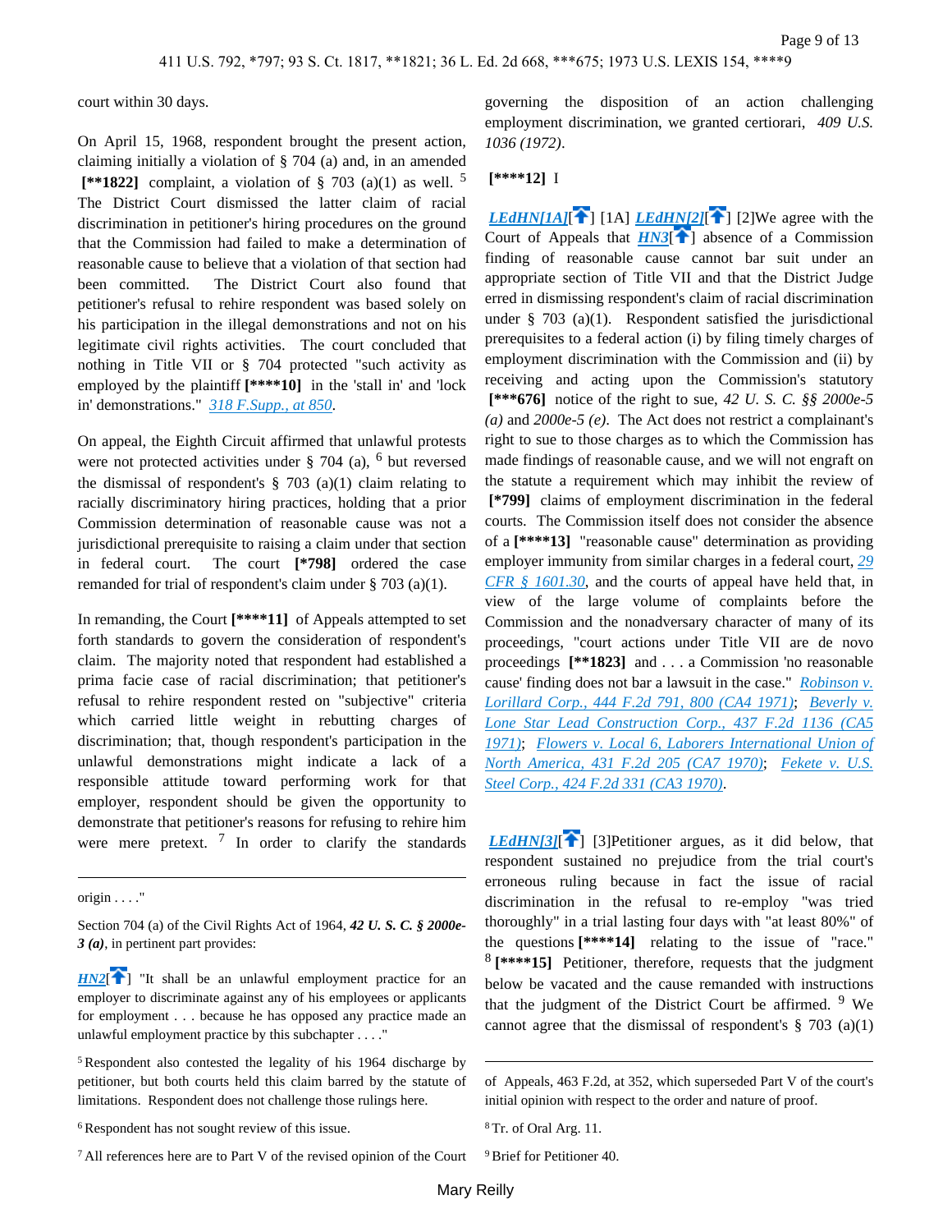court within 30 days.

On April 15, 1968, respondent brought the present action, claiming initially a violation of § 704 (a) and, in an amended **[\*\*1822]** complaint, a violation of § 703 (a)(1) as well. [5] The District Court dismissed the latter claim of racial discrimination in petitioner's hiring procedures on the ground that the Commission had failed to make a determination of reasonable cause to believe that a violation of that section had been committed. The District Court also found that petitioner's refusal to rehire respondent was based solely on his participation in the illegal demonstrations and not on his legitimate civil rights activities. The court concluded that nothing in Title VII or § 704 protected "such activity as employed by the plaintiff **[\*\*\*\*10]** in the 'stall in' and 'lock in' demonstrations." *318 F.Supp., at 850*.

On appeal, the Eighth Circuit affirmed that unlawful protests were not protected activities under § 704 (a), [6] but reversed the dismissal of respondent's § 703 (a)(1) claim relating to racially discriminatory hiring practices, holding that a prior Commission determination of reasonable cause was not a jurisdictional prerequisite to raising a claim under that section in federal court. The court **[\*798]** ordered the case remanded for trial of respondent's claim under § 703 (a)(1).

In remanding, the Court **[\*\*\*\*11]** of Appeals attempted to set forth standards to govern the consideration of respondent's claim. The majority noted that respondent had established a prima facie case of racial discrimination; that petitioner's refusal to rehire respondent rested on "subjective" criteria which carried little weight in rebutting charges of discrimination; that, though respondent's participation in the unlawful demonstrations might indicate a lack of a responsible attitude toward performing work for that employer, respondent should be given the opportunity to demonstrate that petitioner's reasons for refusing to rehire him were mere pretext. [7] In order to clarify the standards governing the disposition of an action challenging employment discrimination, we granted certiorari, *409 U.S. 1036 (1972)*.

**[\*\*\*\*12]** I

LEdHN[1A] [1A] LEdHN[2] [2]We agree with the Court of Appeals that HN3 absence of a Commission finding of reasonable cause cannot bar suit under an appropriate section of Title VII and that the District Judge erred in dismissing respondent's claim of racial discrimination under § 703 (a)(1). Respondent satisfied the jurisdictional prerequisites to a federal action (i) by filing timely charges of employment discrimination with the Commission and (ii) by receiving and acting upon the Commission's statutory **[\*\*\*676]** notice of the right to sue, *42 U. S. C. §§ 2000e-5 (a)* and *2000e-5 (e)*. The Act does not restrict a complainant's right to sue to those charges as to which the Commission has made findings of reasonable cause, and we will not engraft on the statute a requirement which may inhibit the review of **[\*799]** claims of employment discrimination in the federal courts. The Commission itself does not consider the absence of a **[\*\*\*\*13]** "reasonable cause" determination as providing employer immunity from similar charges in a federal court, *29 CFR § 1601.30*, and the courts of appeal have held that, in view of the large volume of complaints before the Commission and the nonadversary character of many of its proceedings, "court actions under Title VII are de novo proceedings **[\*\*1823]** and . . . a Commission 'no reasonable cause' finding does not bar a lawsuit in the case." *Robinson v. Lorillard Corp., 444 F.2d 791, 800 (CA4 1971)*; *Beverly v. Lone Star Lead Construction Corp., 437 F.2d 1136 (CA5 1971)*; *Flowers v. Local 6, Laborers International Union of North America, 431 F.2d 205 (CA7 1970)*; *Fekete v. U.S. Steel Corp., 424 F.2d 331 (CA3 1970)*.

LEdHN[3] [3]Petitioner argues, as it did below, that respondent sustained no prejudice from the trial court's erroneous ruling because in fact the issue of racial discrimination in the refusal to re-employ "was tried thoroughly" in a trial lasting four days with "at least 80%" of the questions **[\*\*\*\*14]** relating to the issue of "race." [8] **[\*\*\*\*15]** Petitioner, therefore, requests that the judgment below be vacated and the cause remanded with instructions that the judgment of the District Court be affirmed. [9] We cannot agree that the dismissal of respondent's § 703 (a)(1)

---

origin . . . ."

Section 704 (a) of the Civil Rights Act of 1964, ***42 U. S. C. § 2000e-3 (a)***, in pertinent part provides:

HN2 "It shall be an unlawful employment practice for an employer to discriminate against any of his employees or applicants for employment . . . because he has opposed any practice made an unlawful employment practice by this subchapter . . . ."

[5] Respondent also contested the legality of his 1964 discharge by petitioner, but both courts held this claim barred by the statute of limitations. Respondent does not challenge those rulings here.

[6] Respondent has not sought review of this issue.

[7] All references here are to Part V of the revised opinion of the Court of Appeals, 463 F.2d, at 352, which superseded Part V of the court's initial opinion with respect to the order and nature of proof.

[8] Tr. of Oral Arg. 11.

[9] Brief for Petitioner 40.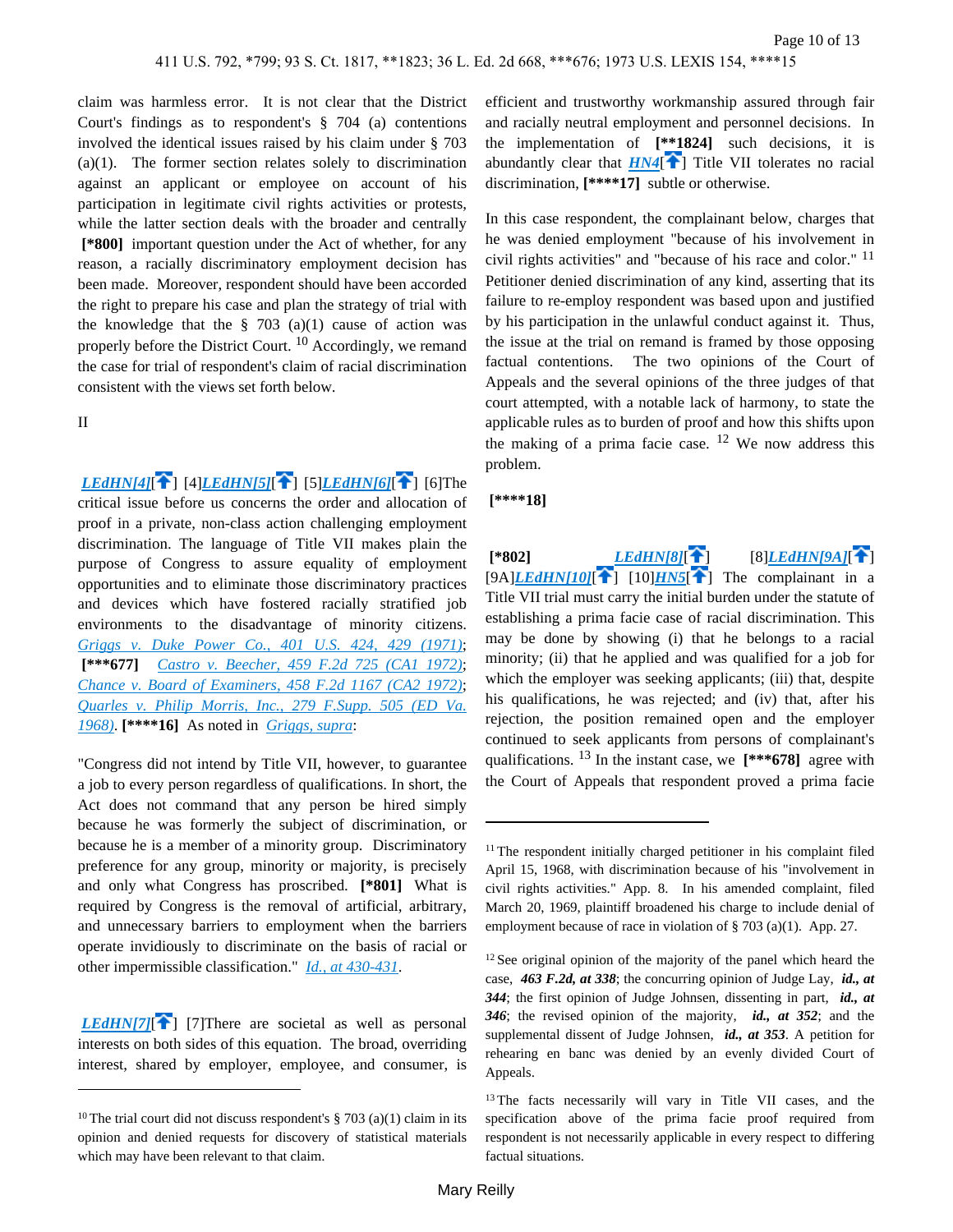claim was harmless error. It is not clear that the District Court's findings as to respondent's § 704 (a) contentions involved the identical issues raised by his claim under § 703 (a)(1). The former section relates solely to discrimination against an applicant or employee on account of his participation in legitimate civil rights activities or protests, while the latter section deals with the broader and centrally **[*800]** important question under the Act of whether, for any reason, a racially discriminatory employment decision has been made. Moreover, respondent should have been accorded the right to prepare his case and plan the strategy of trial with the knowledge that the § 703 (a)(1) cause of action was properly before the District Court.[10] Accordingly, we remand the case for trial of respondent's claim of racial discrimination consistent with the views set forth below.

II

*LEdHN[4]*[] [4]*LEdHN[5]*[] [5]*LEdHN[6]*[] [6]The critical issue before us concerns the order and allocation of proof in a private, non-class action challenging employment discrimination. The language of Title VII makes plain the purpose of Congress to assure equality of employment opportunities and to eliminate those discriminatory practices and devices which have fostered racially stratified job environments to the disadvantage of minority citizens. *Griggs v. Duke Power Co., 401 U.S. 424, 429 (1971)*; **[***677]** *Castro v. Beecher, 459 F.2d 725 (CA1 1972)*; *Chance v. Board of Examiners, 458 F.2d 1167 (CA2 1972)*; *Quarles v. Philip Morris, Inc., 279 F.Supp. 505 (ED Va. 1968)*. **[****16]** As noted in *Griggs, supra*:

"Congress did not intend by Title VII, however, to guarantee a job to every person regardless of qualifications. In short, the Act does not command that any person be hired simply because he was formerly the subject of discrimination, or because he is a member of a minority group. Discriminatory preference for any group, minority or majority, is precisely and only what Congress has proscribed. **[*801]** What is required by Congress is the removal of artificial, arbitrary, and unnecessary barriers to employment when the barriers operate invidiously to discriminate on the basis of racial or other impermissible classification." *Id., at 430-431*.

*LEdHN[7]*[] [7]There are societal as well as personal interests on both sides of this equation. The broad, overriding interest, shared by employer, employee, and consumer, is efficient and trustworthy workmanship assured through fair and racially neutral employment and personnel decisions. In the implementation of **[**1824]** such decisions, it is abundantly clear that *HN4*[] Title VII tolerates no racial discrimination, **[****17]** subtle or otherwise.

In this case respondent, the complainant below, charges that he was denied employment "because of his involvement in civil rights activities" and "because of his race and color."[11] Petitioner denied discrimination of any kind, asserting that its failure to re-employ respondent was based upon and justified by his participation in the unlawful conduct against it. Thus, the issue at the trial on remand is framed by those opposing factual contentions. The two opinions of the Court of Appeals and the several opinions of the three judges of that court attempted, with a notable lack of harmony, to state the applicable rules as to burden of proof and how this shifts upon the making of a prima facie case.[12] We now address this problem.

**[****18]**

**[*802]** *LEdHN[8]*[] [8]*LEdHN[9A]*[] [9A]*LEdHN[10]*[] [10]*HN5*[] The complainant in a Title VII trial must carry the initial burden under the statute of establishing a prima facie case of racial discrimination. This may be done by showing (i) that he belongs to a racial minority; (ii) that he applied and was qualified for a job for which the employer was seeking applicants; (iii) that, despite his qualifications, he was rejected; and (iv) that, after his rejection, the position remained open and the employer continued to seek applicants from persons of complainant's qualifications.[13] In the instant case, we **[***678]** agree with the Court of Appeals that respondent proved a prima facie

---

[10] The trial court did not discuss respondent's § 703 (a)(1) claim in its opinion and denied requests for discovery of statistical materials which may have been relevant to that claim.

[11] The respondent initially charged petitioner in his complaint filed April 15, 1968, with discrimination because of his "involvement in civil rights activities." App. 8. In his amended complaint, filed March 20, 1969, plaintiff broadened his charge to include denial of employment because of race in violation of § 703 (a)(1). App. 27.

[12] See original opinion of the majority of the panel which heard the case, ***463 F.2d, at 338***; the concurring opinion of Judge Lay, ***id., at 344***; the first opinion of Judge Johnsen, dissenting in part, ***id., at 346***; the revised opinion of the majority, ***id., at 352***; and the supplemental dissent of Judge Johnsen, ***id., at 353***. A petition for rehearing en banc was denied by an evenly divided Court of Appeals.

[13] The facts necessarily will vary in Title VII cases, and the specification above of the prima facie proof required from respondent is not necessarily applicable in every respect to differing factual situations.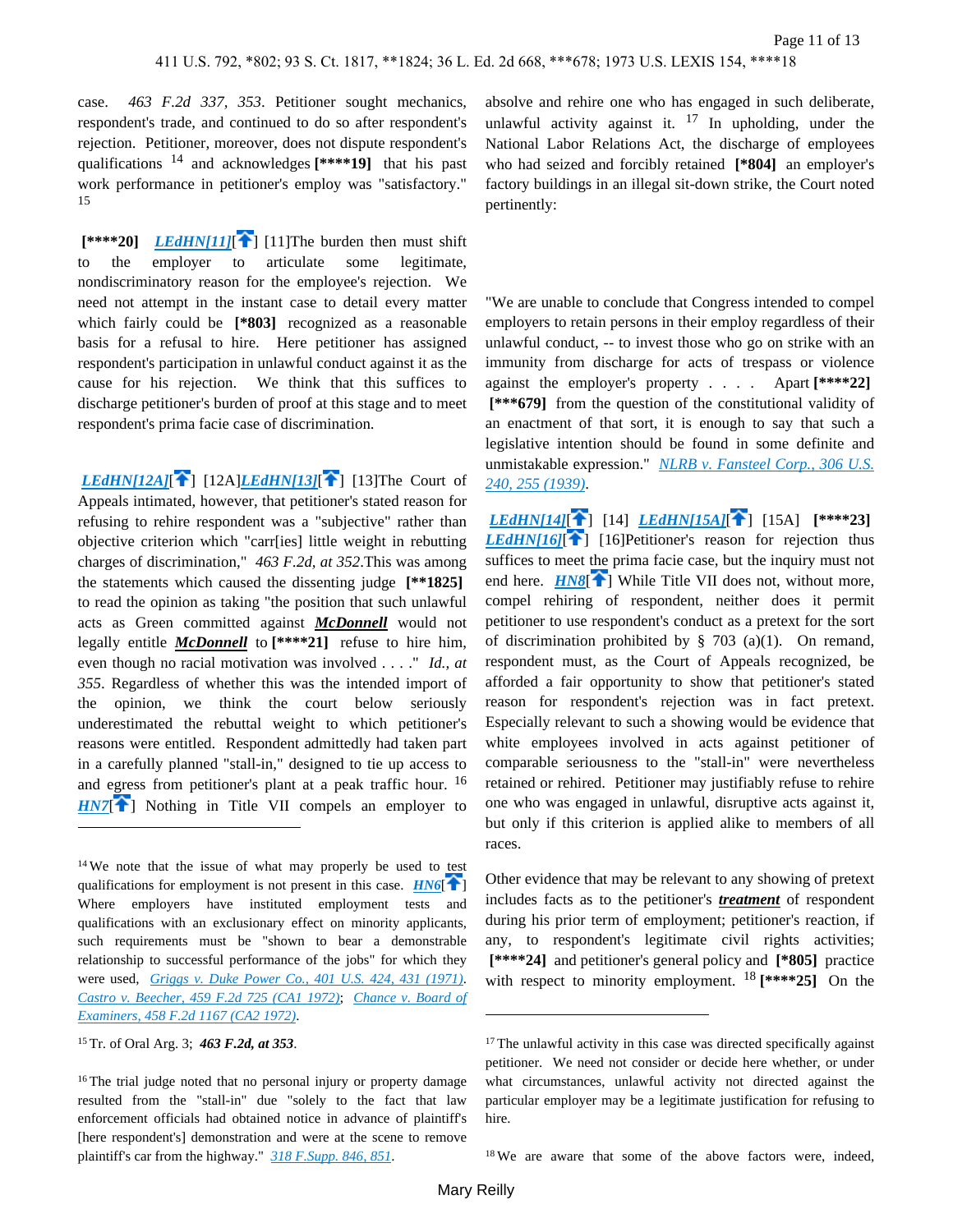case. *463 F.2d 337, 353*. Petitioner sought mechanics, respondent's trade, and continued to do so after respondent's rejection. Petitioner, moreover, does not dispute respondent's qualifications [14] and acknowledges **[****19]** that his past work performance in petitioner's employ was "satisfactory." [15]

**[****20]** *LEdHN[11]*[] [11]The burden then must shift to the employer to articulate some legitimate, nondiscriminatory reason for the employee's rejection. We need not attempt in the instant case to detail every matter which fairly could be **[*803]** recognized as a reasonable basis for a refusal to hire. Here petitioner has assigned respondent's participation in unlawful conduct against it as the cause for his rejection. We think that this suffices to discharge petitioner's burden of proof at this stage and to meet respondent's prima facie case of discrimination.

*LEdHN[12A]*[] [12A]*LEdHN[13]*[] [13]The Court of Appeals intimated, however, that petitioner's stated reason for refusing to rehire respondent was a "subjective" rather than objective criterion which "carr[ies] little weight in rebutting charges of discrimination," *463 F.2d, at 352*.This was among the statements which caused the dissenting judge **[**1825]** to read the opinion as taking "the position that such unlawful acts as Green committed against ***McDonnell*** would not legally entitle ***McDonnell*** to **[****21]** refuse to hire him, even though no racial motivation was involved . . . ." *Id., at 355*. Regardless of whether this was the intended import of the opinion, we think the court below seriously underestimated the rebuttal weight to which petitioner's reasons were entitled. Respondent admittedly had taken part in a carefully planned "stall-in," designed to tie up access to and egress from petitioner's plant at a peak traffic hour. [16] *HN7*[] Nothing in Title VII compels an employer to absolve and rehire one who has engaged in such deliberate, unlawful activity against it. [17] In upholding, under the National Labor Relations Act, the discharge of employees who had seized and forcibly retained **[*804]** an employer's factory buildings in an illegal sit-down strike, the Court noted pertinently:

"We are unable to conclude that Congress intended to compel employers to retain persons in their employ regardless of their unlawful conduct, -- to invest those who go on strike with an immunity from discharge for acts of trespass or violence against the employer's property . . . . Apart **[****22]** **[***679]** from the question of the constitutional validity of an enactment of that sort, it is enough to say that such a legislative intention should be found in some definite and unmistakable expression." *NLRB v. Fansteel Corp., 306 U.S. 240, 255 (1939)*.

*LEdHN[14]*[] [14] *LEdHN[15A]*[] [15A] **[****23]** *LEdHN[16]*[] [16]Petitioner's reason for rejection thus suffices to meet the prima facie case, but the inquiry must not end here. *HN8*[] While Title VII does not, without more, compel rehiring of respondent, neither does it permit petitioner to use respondent's conduct as a pretext for the sort of discrimination prohibited by § 703 (a)(1). On remand, respondent must, as the Court of Appeals recognized, be afforded a fair opportunity to show that petitioner's stated reason for respondent's rejection was in fact pretext. Especially relevant to such a showing would be evidence that white employees involved in acts against petitioner of comparable seriousness to the "stall-in" were nevertheless retained or rehired. Petitioner may justifiably refuse to rehire one who was engaged in unlawful, disruptive acts against it, but only if this criterion is applied alike to members of all races.

Other evidence that may be relevant to any showing of pretext includes facts as to the petitioner's ***treatment*** of respondent during his prior term of employment; petitioner's reaction, if any, to respondent's legitimate civil rights activities; **[****24]** and petitioner's general policy and **[*805]** practice with respect to minority employment. [18] **[****25]** On the

---

[14] We note that the issue of what may properly be used to test qualifications for employment is not present in this case. *HN6*[] Where employers have instituted employment tests and qualifications with an exclusionary effect on minority applicants, such requirements must be "shown to bear a demonstrable relationship to successful performance of the jobs" for which they were used, *Griggs v. Duke Power Co., 401 U.S. 424, 431 (1971)*. *Castro v. Beecher, 459 F.2d 725 (CA1 1972)*; *Chance v. Board of Examiners, 458 F.2d 1167 (CA2 1972)*.

[15] Tr. of Oral Arg. 3; ***463 F.2d, at 353***.

[16] The trial judge noted that no personal injury or property damage resulted from the "stall-in" due "solely to the fact that law enforcement officials had obtained notice in advance of plaintiff's [here respondent's] demonstration and were at the scene to remove plaintiff's car from the highway." *318 F.Supp. 846, 851*.

[17] The unlawful activity in this case was directed specifically against petitioner. We need not consider or decide here whether, or under what circumstances, unlawful activity not directed against the particular employer may be a legitimate justification for refusing to hire.

[18] We are aware that some of the above factors were, indeed,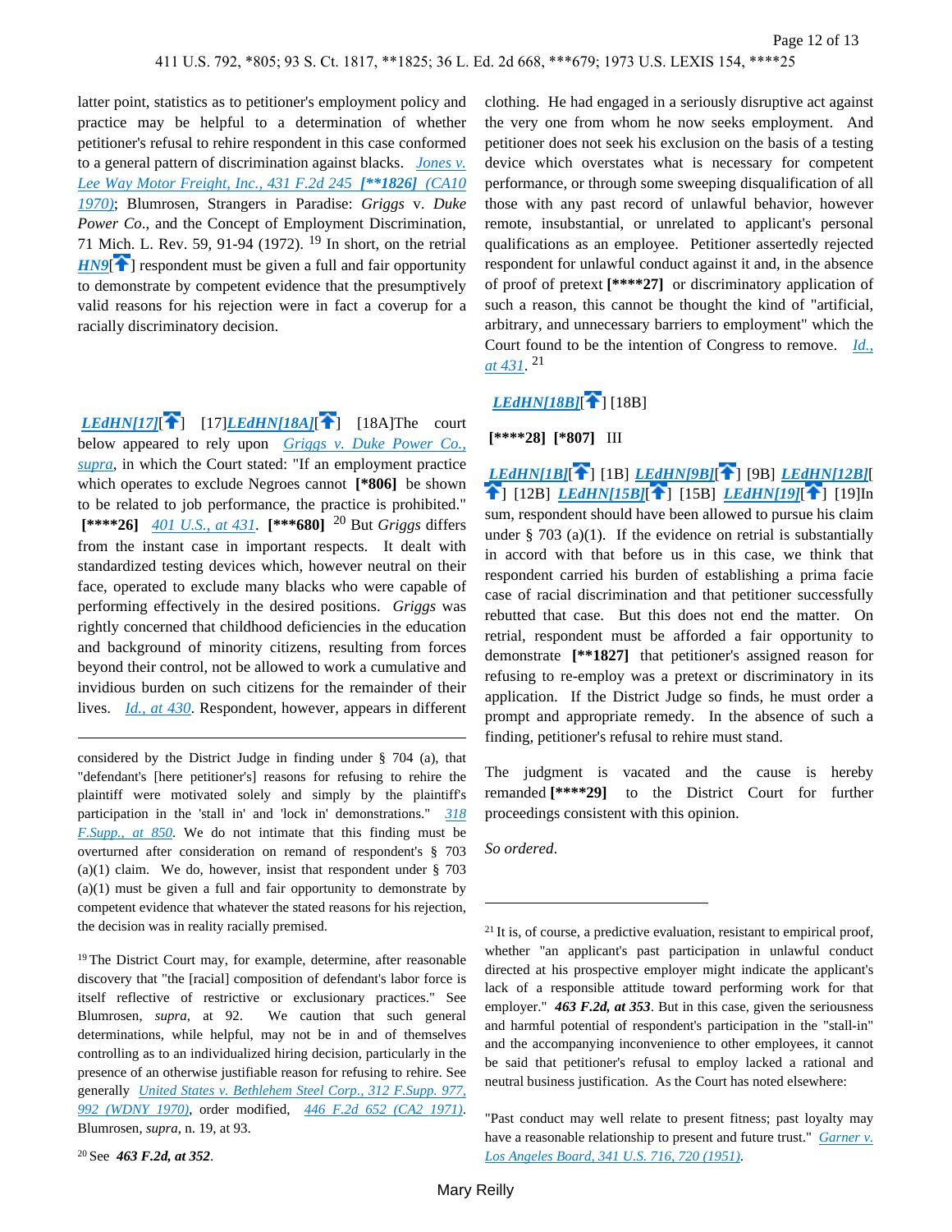latter point, statistics as to petitioner's employment policy and practice may be helpful to a determination of whether petitioner's refusal to rehire respondent in this case conformed to a general pattern of discrimination against blacks. *Jones v. Lee Way Motor Freight, Inc., 431 F.2d 245* **[**1826]** *(CA10 1970)*; Blumrosen, Strangers in Paradise: *Griggs* v. *Duke Power Co*., and the Concept of Employment Discrimination, 71 Mich. L. Rev. 59, 91-94 (1972). [19] In short, on the retrial *HN9*[] respondent must be given a full and fair opportunity to demonstrate by competent evidence that the presumptively valid reasons for his rejection were in fact a coverup for a racially discriminatory decision.

*LEdHN[17]*[] [17]*LEdHN[18A]*[] [18A]The court below appeared to rely upon *Griggs v. Duke Power Co., supra*, in which the Court stated: "If an employment practice which operates to exclude Negroes cannot **[*806]** be shown to be related to job performance, the practice is prohibited." **[****26]** *401 U.S., at 431*. **[***680]** [20] But *Griggs* differs from the instant case in important respects. It dealt with standardized testing devices which, however neutral on their face, operated to exclude many blacks who were capable of performing effectively in the desired positions. *Griggs* was rightly concerned that childhood deficiencies in the education and background of minority citizens, resulting from forces beyond their control, not be allowed to work a cumulative and invidious burden on such citizens for the remainder of their lives. *Id., at 430*. Respondent, however, appears in different clothing. He had engaged in a seriously disruptive act against the very one from whom he now seeks employment. And petitioner does not seek his exclusion on the basis of a testing device which overstates what is necessary for competent performance, or through some sweeping disqualification of all those with any past record of unlawful behavior, however remote, insubstantial, or unrelated to applicant's personal qualifications as an employee. Petitioner assertedly rejected respondent for unlawful conduct against it and, in the absence of proof of pretext **[****27]** or discriminatory application of such a reason, this cannot be thought the kind of "artificial, arbitrary, and unnecessary barriers to employment" which the Court found to be the intention of Congress to remove. *Id., at 431*. [21]

*LEdHN[18B]*[] [18B]

**[****28]** **[*807]** III

*LEdHN[1B]*[] [1B] *LEdHN[9B]*[] [9B] *LEdHN[12B]*[] [12B] *LEdHN[15B]*[] [15B] *LEdHN[19]*[] [19]In sum, respondent should have been allowed to pursue his claim under § 703 (a)(1). If the evidence on retrial is substantially in accord with that before us in this case, we think that respondent carried his burden of establishing a prima facie case of racial discrimination and that petitioner successfully rebutted that case. But this does not end the matter. On retrial, respondent must be afforded a fair opportunity to demonstrate **[**1827]** that petitioner's assigned reason for refusing to re-employ was a pretext or discriminatory in its application. If the District Judge so finds, he must order a prompt and appropriate remedy. In the absence of such a finding, petitioner's refusal to rehire must stand.

The judgment is vacated and the cause is hereby remanded **[****29]** to the District Court for further proceedings consistent with this opinion.

*So ordered*.

---

considered by the District Judge in finding under § 704 (a), that "defendant's [here petitioner's] reasons for refusing to rehire the plaintiff were motivated solely and simply by the plaintiff's participation in the 'stall in' and 'lock in' demonstrations." *318 F.Supp., at 850*. We do not intimate that this finding must be overturned after consideration on remand of respondent's § 703 (a)(1) claim. We do, however, insist that respondent under § 703 (a)(1) must be given a full and fair opportunity to demonstrate by competent evidence that whatever the stated reasons for his rejection, the decision was in reality racially premised.

[19] The District Court may, for example, determine, after reasonable discovery that "the [racial] composition of defendant's labor force is itself reflective of restrictive or exclusionary practices." See Blumrosen, *supra*, at 92. We caution that such general determinations, while helpful, may not be in and of themselves controlling as to an individualized hiring decision, particularly in the presence of an otherwise justifiable reason for refusing to rehire. See generally *United States v. Bethlehem Steel Corp., 312 F.Supp. 977, 992 (WDNY 1970)*, order modified, *446 F.2d 652 (CA2 1971)*. Blumrosen, *supra*, n. 19, at 93.

[20] See ***463 F.2d, at 352***.

[21] It is, of course, a predictive evaluation, resistant to empirical proof, whether "an applicant's past participation in unlawful conduct directed at his prospective employer might indicate the applicant's lack of a responsible attitude toward performing work for that employer." ***463 F.2d, at 353***. But in this case, given the seriousness and harmful potential of respondent's participation in the "stall-in" and the accompanying inconvenience to other employees, it cannot be said that petitioner's refusal to employ lacked a rational and neutral business justification. As the Court has noted elsewhere:

"Past conduct may well relate to present fitness; past loyalty may have a reasonable relationship to present and future trust." *Garner v. Los Angeles Board, 341 U.S. 716, 720 (1951)*.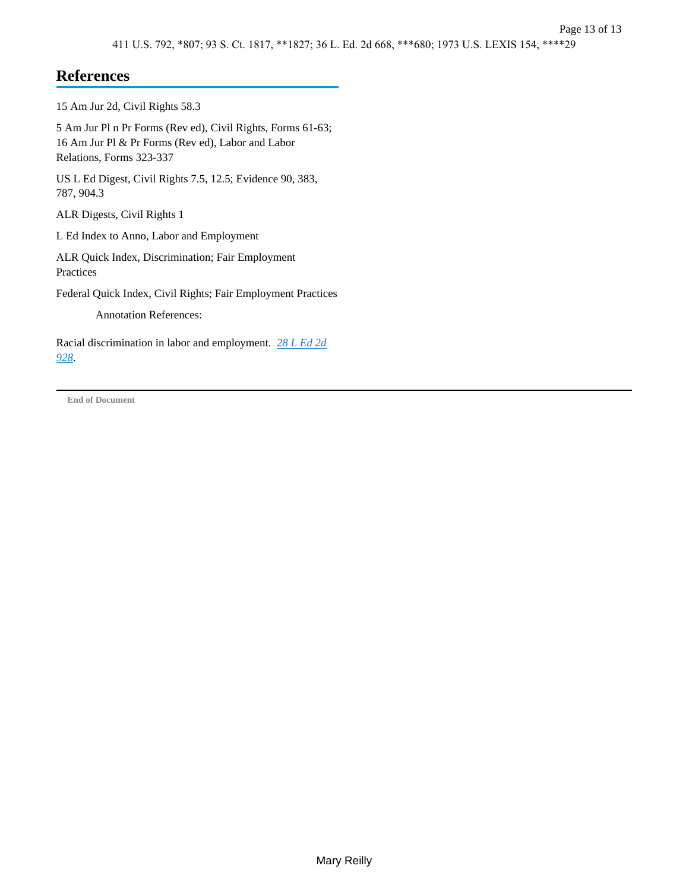## References

15 Am Jur 2d, Civil Rights 58.3

5 Am Jur Pl n Pr Forms (Rev ed), Civil Rights, Forms 61-63; 16 Am Jur Pl & Pr Forms (Rev ed), Labor and Labor Relations, Forms 323-337

US L Ed Digest, Civil Rights 7.5, 12.5; Evidence 90, 383, 787, 904.3

ALR Digests, Civil Rights 1

L Ed Index to Anno, Labor and Employment

ALR Quick Index, Discrimination; Fair Employment Practices

Federal Quick Index, Civil Rights; Fair Employment Practices

Annotation References:

Racial discrimination in labor and employment. *28 L Ed 2d 928*.

---

**End of Document**